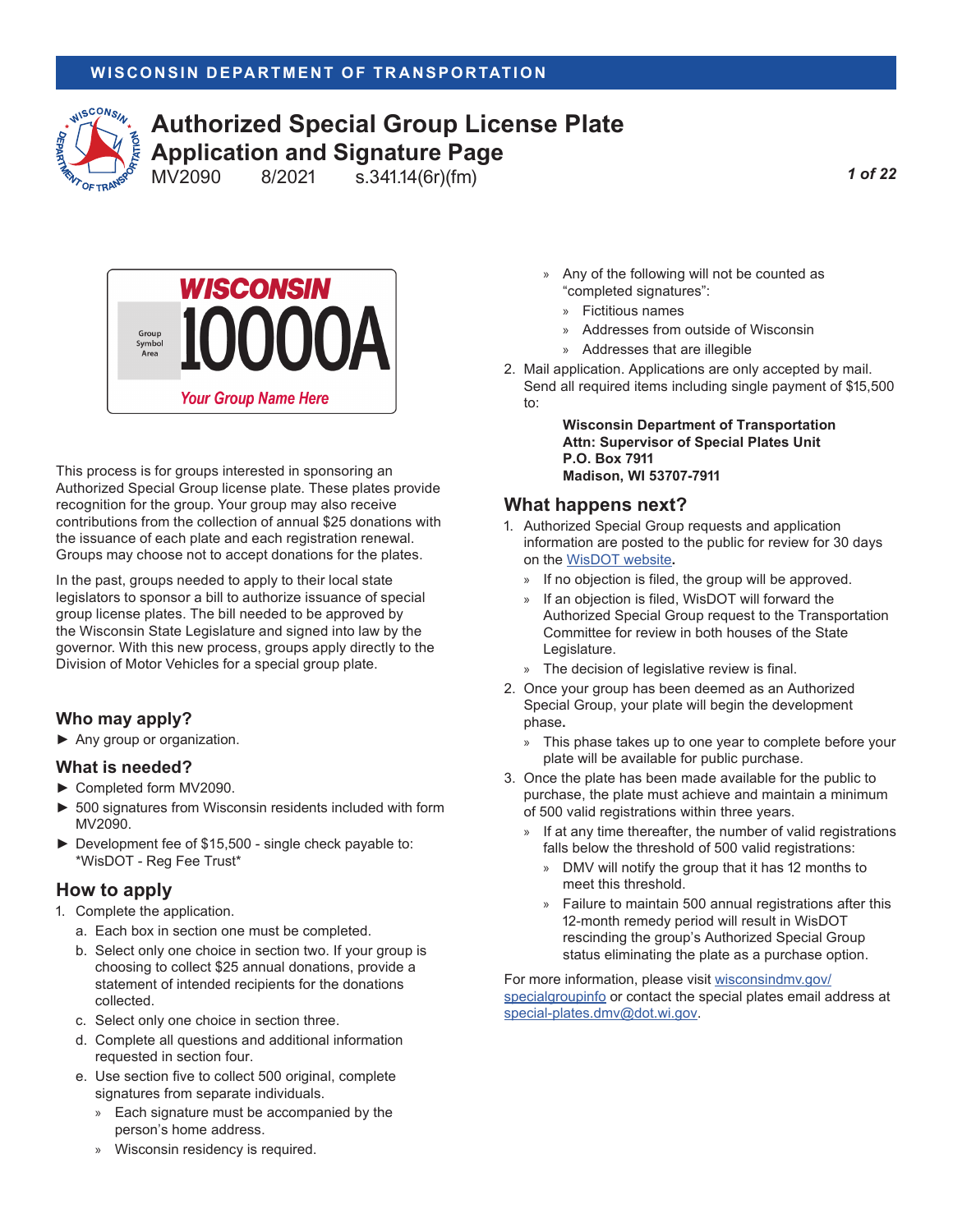WISCONSIN DEPARTMENT OF TRANSPORTATION

# Authorized Special Group License Plate Application and Signature Page

MV2090 8/2021 s.341.14(6r)(fm)

This process is for groups interested in sponsoring an Authorized Special Group license plate. These plates provide recognition for the group. Your group may also receive contributions from the collection of annual $25 donations with the issuance of each plate and each registration renewal. Groups may choose not to accept donations for the plates.

In the past, groups needed to apply to their local state legislators to sponsor a bill to authorize issuance of special group license plates. The bill needed to be approved by the Wisconsin State Legislature and signed into law by the governor. With this new process, groups apply directly to the Division of Motor Vehicles for a special group plate.

## Who may apply?

- Any group or organization.

## What is needed?

- Completed form MV2090.
- 500 signatures from Wisconsin residents included with form MV2090.
- Development fee of $15,500 - single check payable to: *WisDOT - Reg Fee Trust*

## How to apply

1. Complete the application.
   a. Each box in section one must be completed.
   b. Select only one choice in section two. If your group is choosing to collect $25 annual donations, provide a statement of intended recipients for the donations collected.
   c. Select only one choice in section three.
   d. Complete all questions and additional information requested in section four.
   e. Use section five to collect 500 original, complete signatures from separate individuals.
      - Each signature must be accompanied by the person's home address.
      - Wisconsin residency is required.
      - Any of the following will not be counted as "completed signatures":
        - Fictitious names
        - Addresses from outside of Wisconsin
        - Addresses that are illegible
2. Mail application. Applications are only accepted by mail. Send all required items including single payment of $15,500 to:

   **Wisconsin Department of Transportation**
   **Attn: Supervisor of Special Plates Unit**
   **P.O. Box 7911**
   **Madison, WI 53707-7911**

## What happens next?

1. Authorized Special Group requests and application information are posted to the public for review for 30 days on the WisDOT website.
   - If no objection is filed, the group will be approved.
   - If an objection is filed, WisDOT will forward the Authorized Special Group request to the Transportation Committee for review in both houses of the State Legislature.
   - The decision of legislative review is final.
2. Once your group has been deemed as an Authorized Special Group, your plate will begin the development phase.
   - This phase takes up to one year to complete before your plate will be available for public purchase.
3. Once the plate has been made available for the public to purchase, the plate must achieve and maintain a minimum of 500 valid registrations within three years.
   - If at any time thereafter, the number of valid registrations falls below the threshold of 500 valid registrations:
     - DMV will notify the group that it has 12 months to meet this threshold.
     - Failure to maintain 500 annual registrations after this 12-month remedy period will result in WisDOT rescinding the group's Authorized Special Group status eliminating the plate as a purchase option.

For more information, please visit wisconsindmv.gov/specialgroupinfo or contact the special plates email address at special-plates.dmv@dot.wi.gov.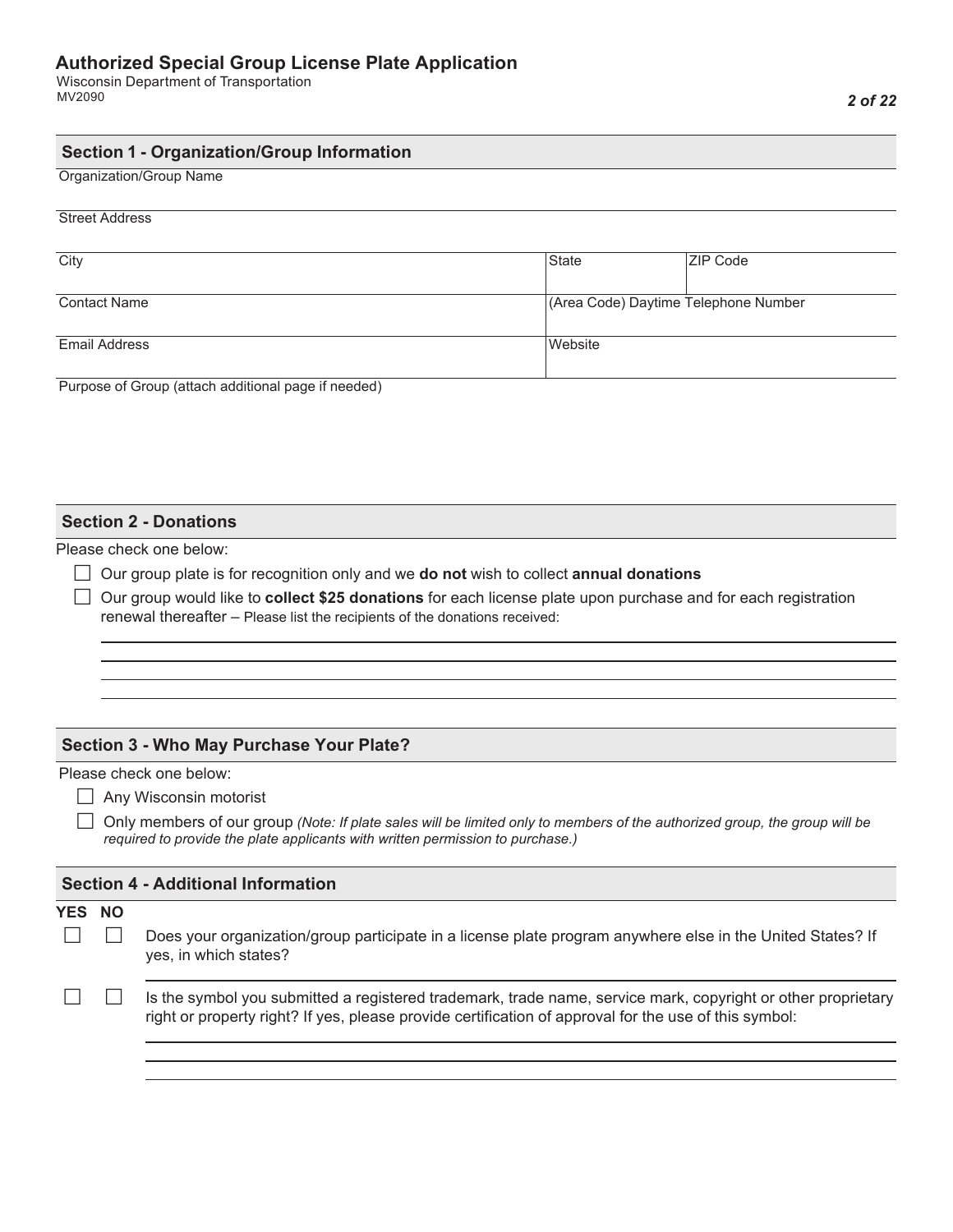# Authorized Special Group License Plate Application

Wisconsin Department of Transportation
MV2090

## Section 1 - Organization/Group Information

Organization/Group Name

Street Address

| City | State | ZIP Code |
|---|---|---|
| | | |

| Contact Name | (Area Code) Daytime Telephone Number |
|---|---|
| | |

| Email Address | Website |
|---|---|
| | |

Purpose of Group (attach additional page if needed)

## Section 2 - Donations

Please check one below:

- ☐ Our group plate is for recognition only and we **do not** wish to collect **annual donations**
- ☐ Our group would like to **collect $25 donations** for each license plate upon purchase and for each registration renewal thereafter – Please list the recipients of the donations received:

## Section 3 - Who May Purchase Your Plate?

Please check one below:

- ☐ Any Wisconsin motorist
- ☐ Only members of our group *(Note: If plate sales will be limited only to members of the authorized group, the group will be required to provide the plate applicants with written permission to purchase.)*

## Section 4 - Additional Information

| YES | NO | |
|---|---|---|
| ☐ | ☐ | Does your organization/group participate in a license plate program anywhere else in the United States? If yes, in which states? |
| ☐ | ☐ | Is the symbol you submitted a registered trademark, trade name, service mark, copyright or other proprietary right or property right? If yes, please provide certification of approval for the use of this symbol: |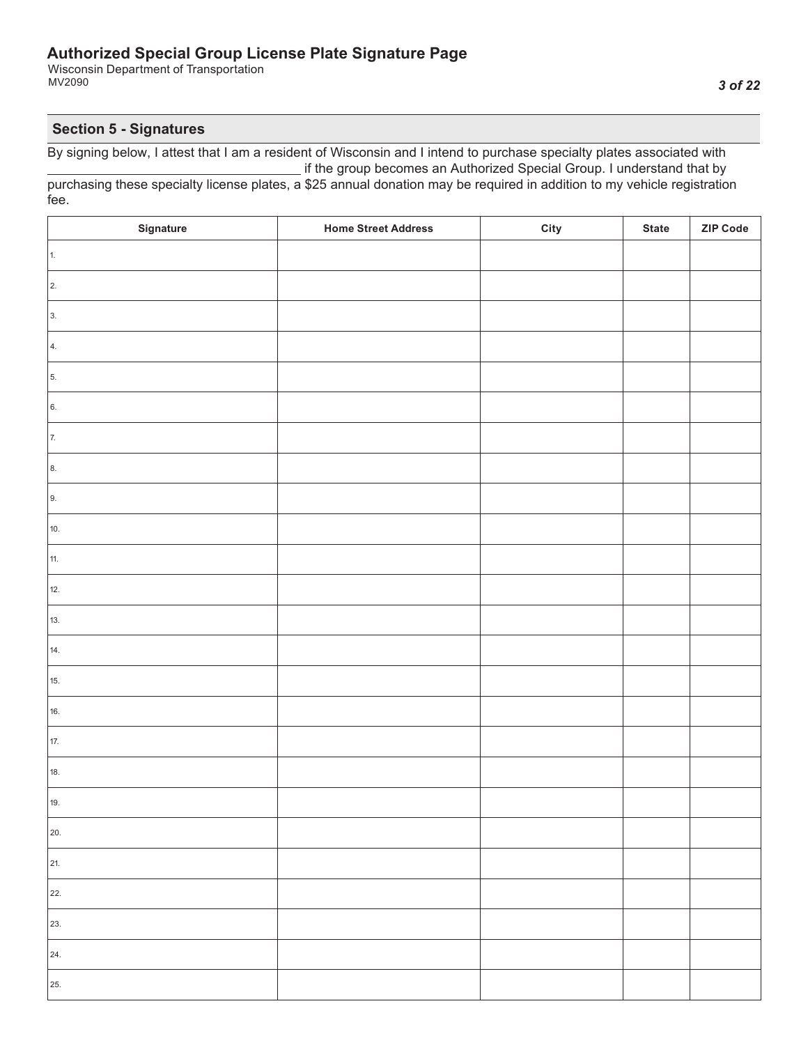## Authorized Special Group License Plate Signature Page

Wisconsin Department of Transportation
MV2090

### Section 5 - Signatures

By signing below, I attest that I am a resident of Wisconsin and I intend to purchase specialty plates associated with \_\_\_\_\_\_\_\_\_\_\_\_\_\_\_\_\_\_\_\_\_\_\_\_\_\_\_\_\_\_\_\_\_\_\_ if the group becomes an Authorized Special Group. I understand that by purchasing these specialty license plates, a $25 annual donation may be required in addition to my vehicle registration fee.

| Signature | Home Street Address | City | State | ZIP Code |
|---|---|---|---|---|
| 1. | | | | |
| 2. | | | | |
| 3. | | | | |
| 4. | | | | |
| 5. | | | | |
| 6. | | | | |
| 7. | | | | |
| 8. | | | | |
| 9. | | | | |
| 10. | | | | |
| 11. | | | | |
| 12. | | | | |
| 13. | | | | |
| 14. | | | | |
| 15. | | | | |
| 16. | | | | |
| 17. | | | | |
| 18. | | | | |
| 19. | | | | |
| 20. | | | | |
| 21. | | | | |
| 22. | | | | |
| 23. | | | | |
| 24. | | | | |
| 25. | | | | |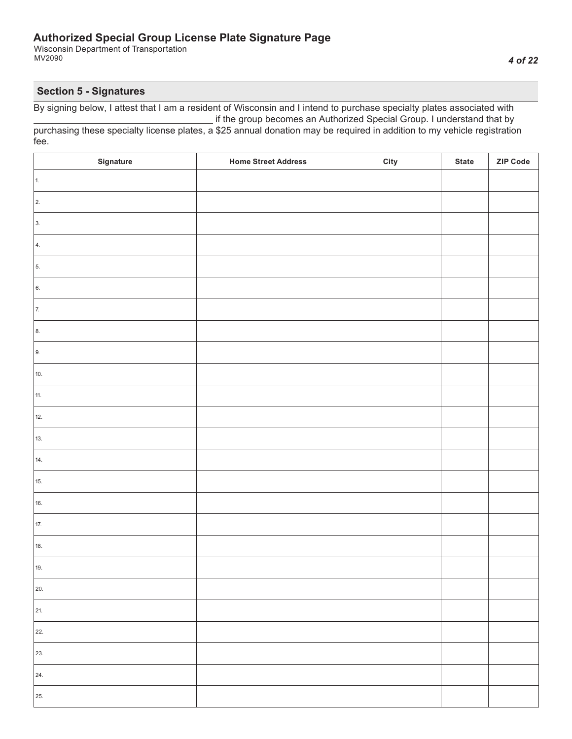# Authorized Special Group License Plate Signature Page

Wisconsin Department of Transportation
MV2090

## Section 5 - Signatures

By signing below, I attest that I am a resident of Wisconsin and I intend to purchase specialty plates associated with ___________________________________ if the group becomes an Authorized Special Group. I understand that by purchasing these specialty license plates, a $25 annual donation may be required in addition to my vehicle registration fee.

| Signature | Home Street Address | City | State | ZIP Code |
|---|---|---|---|---|
| 1. | | | | |
| 2. | | | | |
| 3. | | | | |
| 4. | | | | |
| 5. | | | | |
| 6. | | | | |
| 7. | | | | |
| 8. | | | | |
| 9. | | | | |
| 10. | | | | |
| 11. | | | | |
| 12. | | | | |
| 13. | | | | |
| 14. | | | | |
| 15. | | | | |
| 16. | | | | |
| 17. | | | | |
| 18. | | | | |
| 19. | | | | |
| 20. | | | | |
| 21. | | | | |
| 22. | | | | |
| 23. | | | | |
| 24. | | | | |
| 25. | | | | |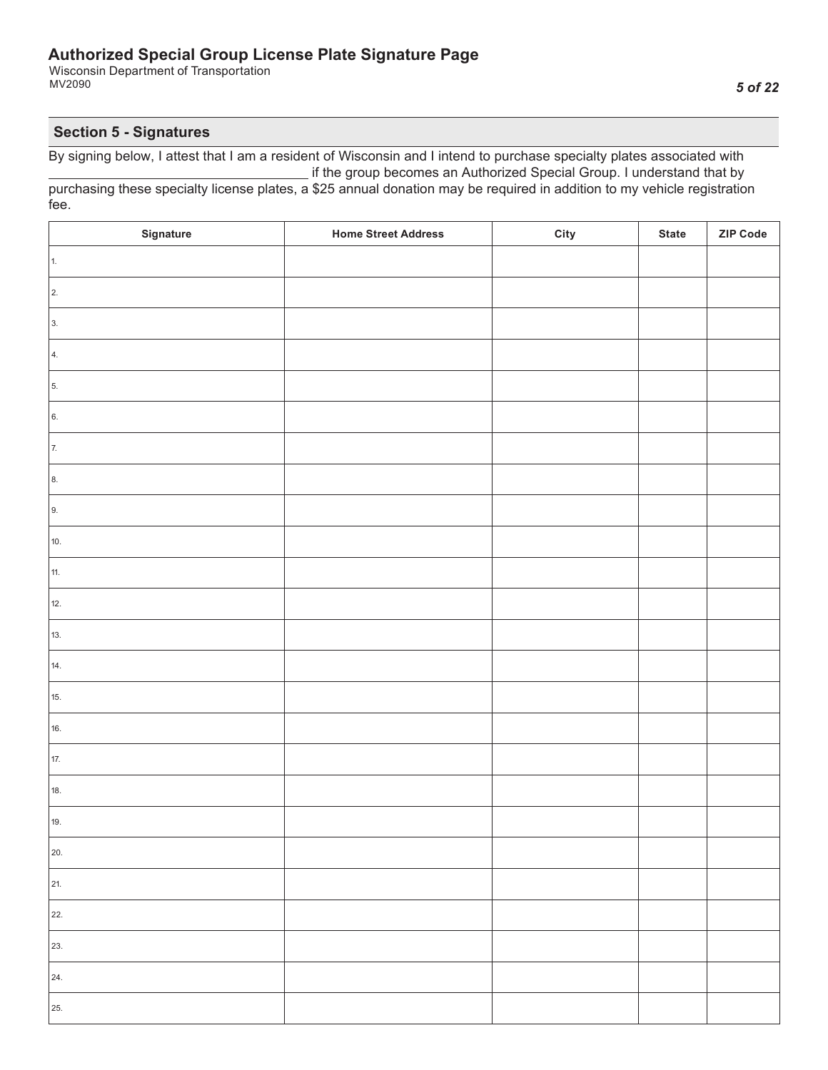# Authorized Special Group License Plate Signature Page

Wisconsin Department of Transportation
MV2090

## Section 5 - Signatures

By signing below, I attest that I am a resident of Wisconsin and I intend to purchase specialty plates associated with ___________________________________ if the group becomes an Authorized Special Group. I understand that by purchasing these specialty license plates, a $25 annual donation may be required in addition to my vehicle registration fee.

| Signature | Home Street Address | City | State | ZIP Code |
|---|---|---|---|---|
| 1. | | | | |
| 2. | | | | |
| 3. | | | | |
| 4. | | | | |
| 5. | | | | |
| 6. | | | | |
| 7. | | | | |
| 8. | | | | |
| 9. | | | | |
| 10. | | | | |
| 11. | | | | |
| 12. | | | | |
| 13. | | | | |
| 14. | | | | |
| 15. | | | | |
| 16. | | | | |
| 17. | | | | |
| 18. | | | | |
| 19. | | | | |
| 20. | | | | |
| 21. | | | | |
| 22. | | | | |
| 23. | | | | |
| 24. | | | | |
| 25. | | | | |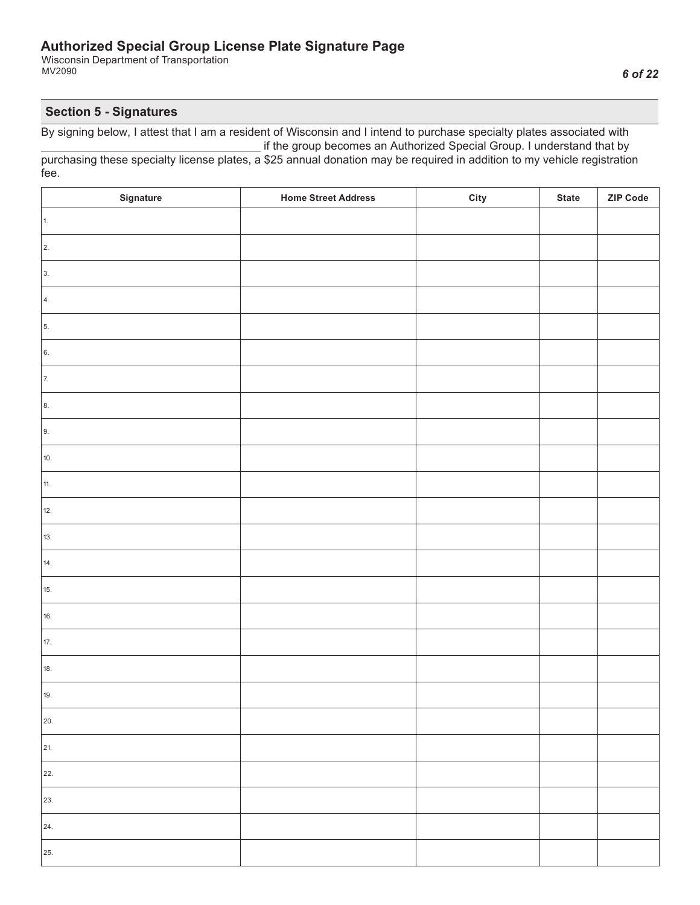# Authorized Special Group License Plate Signature Page

Wisconsin Department of Transportation
MV2090

## Section 5 - Signatures

By signing below, I attest that I am a resident of Wisconsin and I intend to purchase specialty plates associated with ___________________________________ if the group becomes an Authorized Special Group. I understand that by purchasing these specialty license plates, a $25 annual donation may be required in addition to my vehicle registration fee.

| Signature | Home Street Address | City | State | ZIP Code |
|---|---|---|---|---|
| 1. | | | | |
| 2. | | | | |
| 3. | | | | |
| 4. | | | | |
| 5. | | | | |
| 6. | | | | |
| 7. | | | | |
| 8. | | | | |
| 9. | | | | |
| 10. | | | | |
| 11. | | | | |
| 12. | | | | |
| 13. | | | | |
| 14. | | | | |
| 15. | | | | |
| 16. | | | | |
| 17. | | | | |
| 18. | | | | |
| 19. | | | | |
| 20. | | | | |
| 21. | | | | |
| 22. | | | | |
| 23. | | | | |
| 24. | | | | |
| 25. | | | | |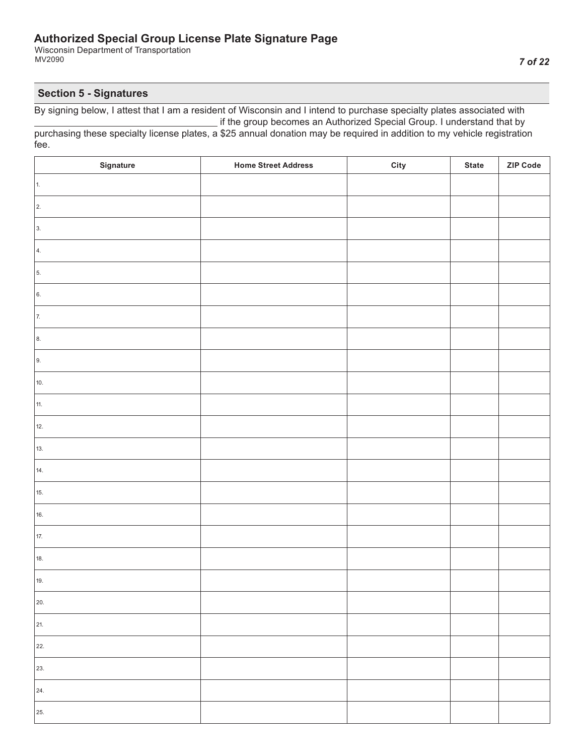## Authorized Special Group License Plate Signature Page

Wisconsin Department of Transportation
MV2090

### Section 5 - Signatures

By signing below, I attest that I am a resident of Wisconsin and I intend to purchase specialty plates associated with \_\_\_\_\_\_\_\_\_\_\_\_\_\_\_\_\_\_\_\_\_\_\_\_\_\_\_\_\_\_\_\_\_\_ if the group becomes an Authorized Special Group. I understand that by purchasing these specialty license plates, a $25 annual donation may be required in addition to my vehicle registration fee.

| Signature | Home Street Address | City | State | ZIP Code |
|---|---|---|---|---|
| 1. | | | | |
| 2. | | | | |
| 3. | | | | |
| 4. | | | | |
| 5. | | | | |
| 6. | | | | |
| 7. | | | | |
| 8. | | | | |
| 9. | | | | |
| 10. | | | | |
| 11. | | | | |
| 12. | | | | |
| 13. | | | | |
| 14. | | | | |
| 15. | | | | |
| 16. | | | | |
| 17. | | | | |
| 18. | | | | |
| 19. | | | | |
| 20. | | | | |
| 21. | | | | |
| 22. | | | | |
| 23. | | | | |
| 24. | | | | |
| 25. | | | | |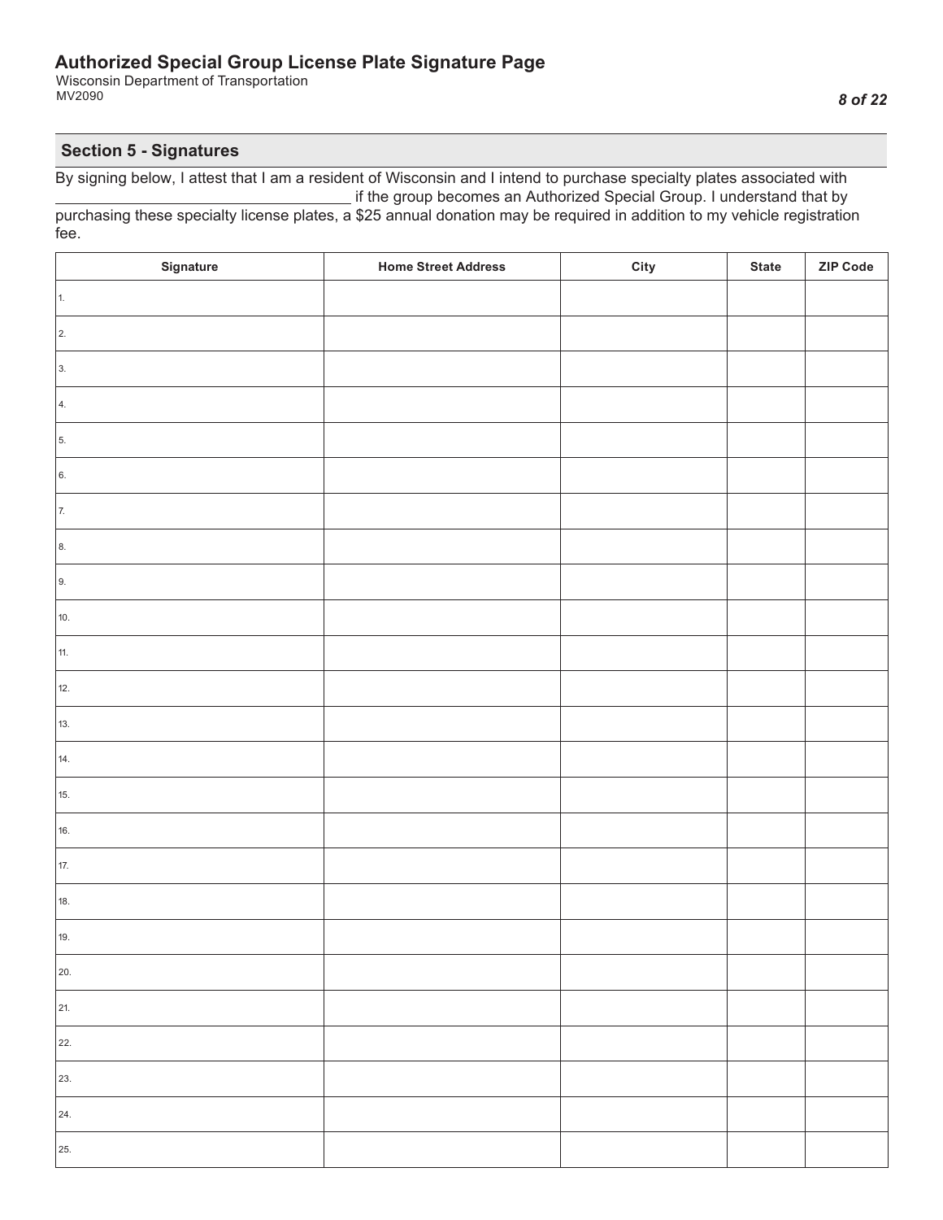## Authorized Special Group License Plate Signature Page

Wisconsin Department of Transportation
MV2090

### Section 5 - Signatures

By signing below, I attest that I am a resident of Wisconsin and I intend to purchase specialty plates associated with ______________________________ if the group becomes an Authorized Special Group. I understand that by purchasing these specialty license plates, a $25 annual donation may be required in addition to my vehicle registration fee.

| Signature | Home Street Address | City | State | ZIP Code |
|---|---|---|---|---|
| 1. | | | | |
| 2. | | | | |
| 3. | | | | |
| 4. | | | | |
| 5. | | | | |
| 6. | | | | |
| 7. | | | | |
| 8. | | | | |
| 9. | | | | |
| 10. | | | | |
| 11. | | | | |
| 12. | | | | |
| 13. | | | | |
| 14. | | | | |
| 15. | | | | |
| 16. | | | | |
| 17. | | | | |
| 18. | | | | |
| 19. | | | | |
| 20. | | | | |
| 21. | | | | |
| 22. | | | | |
| 23. | | | | |
| 24. | | | | |
| 25. | | | | |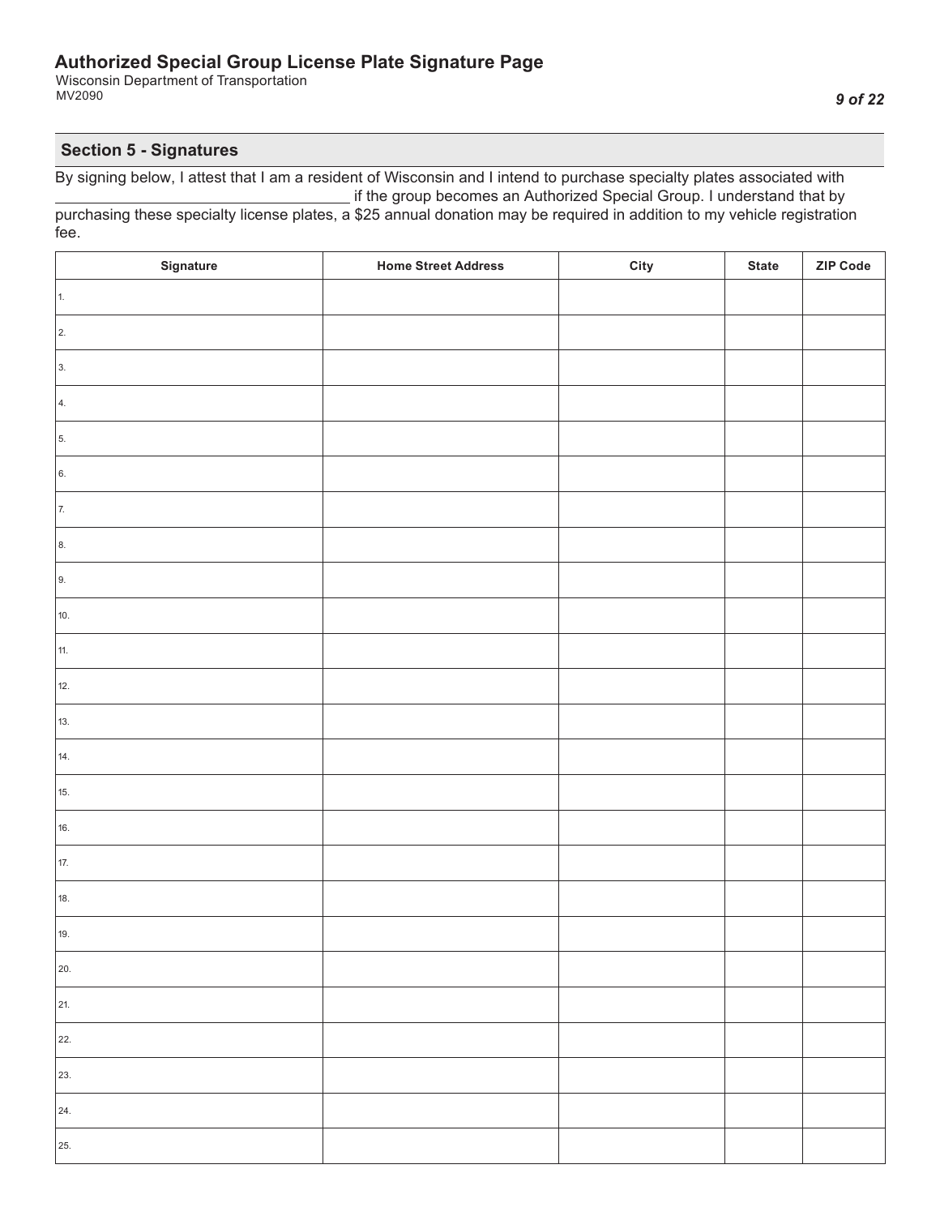# Authorized Special Group License Plate Signature Page

Wisconsin Department of Transportation
MV2090

## Section 5 - Signatures

By signing below, I attest that I am a resident of Wisconsin and I intend to purchase specialty plates associated with ___________________________________ if the group becomes an Authorized Special Group. I understand that by purchasing these specialty license plates, a $25 annual donation may be required in addition to my vehicle registration fee.

| Signature | Home Street Address | City | State | ZIP Code |
|---|---|---|---|---|
| 1. | | | | |
| 2. | | | | |
| 3. | | | | |
| 4. | | | | |
| 5. | | | | |
| 6. | | | | |
| 7. | | | | |
| 8. | | | | |
| 9. | | | | |
| 10. | | | | |
| 11. | | | | |
| 12. | | | | |
| 13. | | | | |
| 14. | | | | |
| 15. | | | | |
| 16. | | | | |
| 17. | | | | |
| 18. | | | | |
| 19. | | | | |
| 20. | | | | |
| 21. | | | | |
| 22. | | | | |
| 23. | | | | |
| 24. | | | | |
| 25. | | | | |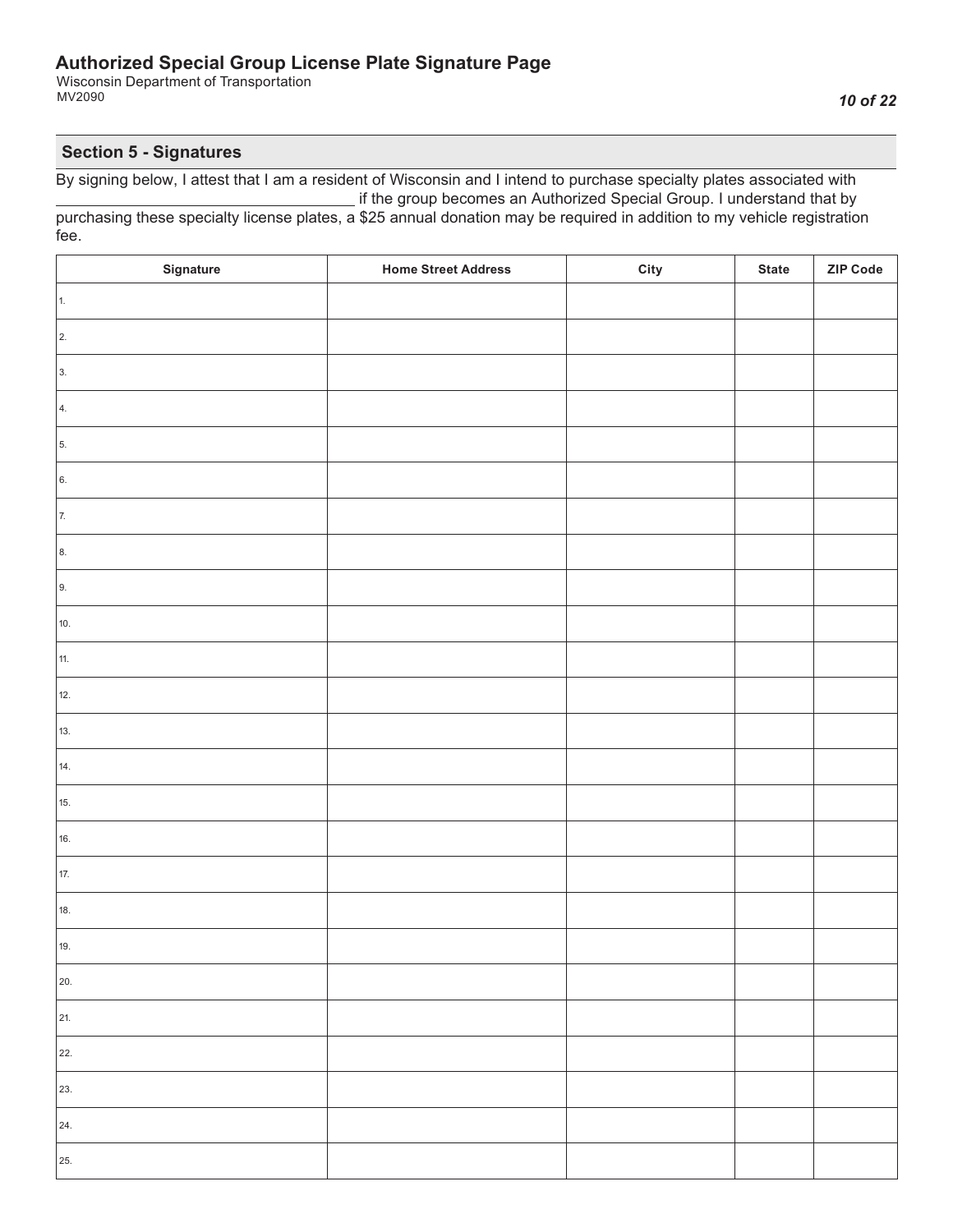# Authorized Special Group License Plate Signature Page

Wisconsin Department of Transportation
MV2090

## Section 5 - Signatures

By signing below, I attest that I am a resident of Wisconsin and I intend to purchase specialty plates associated with ___________________________________ if the group becomes an Authorized Special Group. I understand that by purchasing these specialty license plates, a $25 annual donation may be required in addition to my vehicle registration fee.

| Signature | Home Street Address | City | State | ZIP Code |
|---|---|---|---|---|
| 1. | | | | |
| 2. | | | | |
| 3. | | | | |
| 4. | | | | |
| 5. | | | | |
| 6. | | | | |
| 7. | | | | |
| 8. | | | | |
| 9. | | | | |
| 10. | | | | |
| 11. | | | | |
| 12. | | | | |
| 13. | | | | |
| 14. | | | | |
| 15. | | | | |
| 16. | | | | |
| 17. | | | | |
| 18. | | | | |
| 19. | | | | |
| 20. | | | | |
| 21. | | | | |
| 22. | | | | |
| 23. | | | | |
| 24. | | | | |
| 25. | | | | |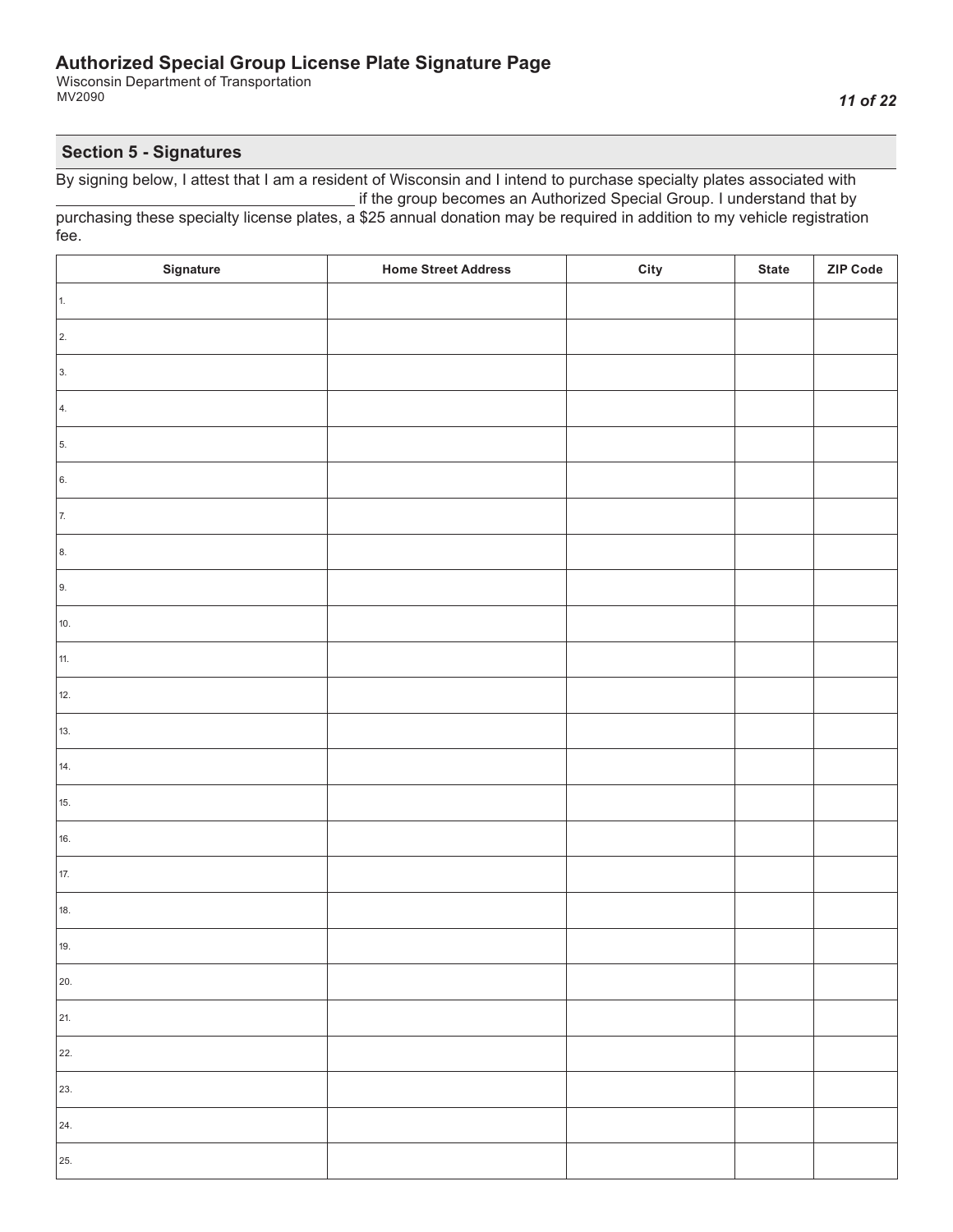# Authorized Special Group License Plate Signature Page

Wisconsin Department of Transportation
MV2090

## Section 5 - Signatures

By signing below, I attest that I am a resident of Wisconsin and I intend to purchase specialty plates associated with ______________________________ if the group becomes an Authorized Special Group. I understand that by purchasing these specialty license plates, a $25 annual donation may be required in addition to my vehicle registration fee.

| Signature | Home Street Address | City | State | ZIP Code |
|---|---|---|---|---|
| 1. | | | | |
| 2. | | | | |
| 3. | | | | |
| 4. | | | | |
| 5. | | | | |
| 6. | | | | |
| 7. | | | | |
| 8. | | | | |
| 9. | | | | |
| 10. | | | | |
| 11. | | | | |
| 12. | | | | |
| 13. | | | | |
| 14. | | | | |
| 15. | | | | |
| 16. | | | | |
| 17. | | | | |
| 18. | | | | |
| 19. | | | | |
| 20. | | | | |
| 21. | | | | |
| 22. | | | | |
| 23. | | | | |
| 24. | | | | |
| 25. | | | | |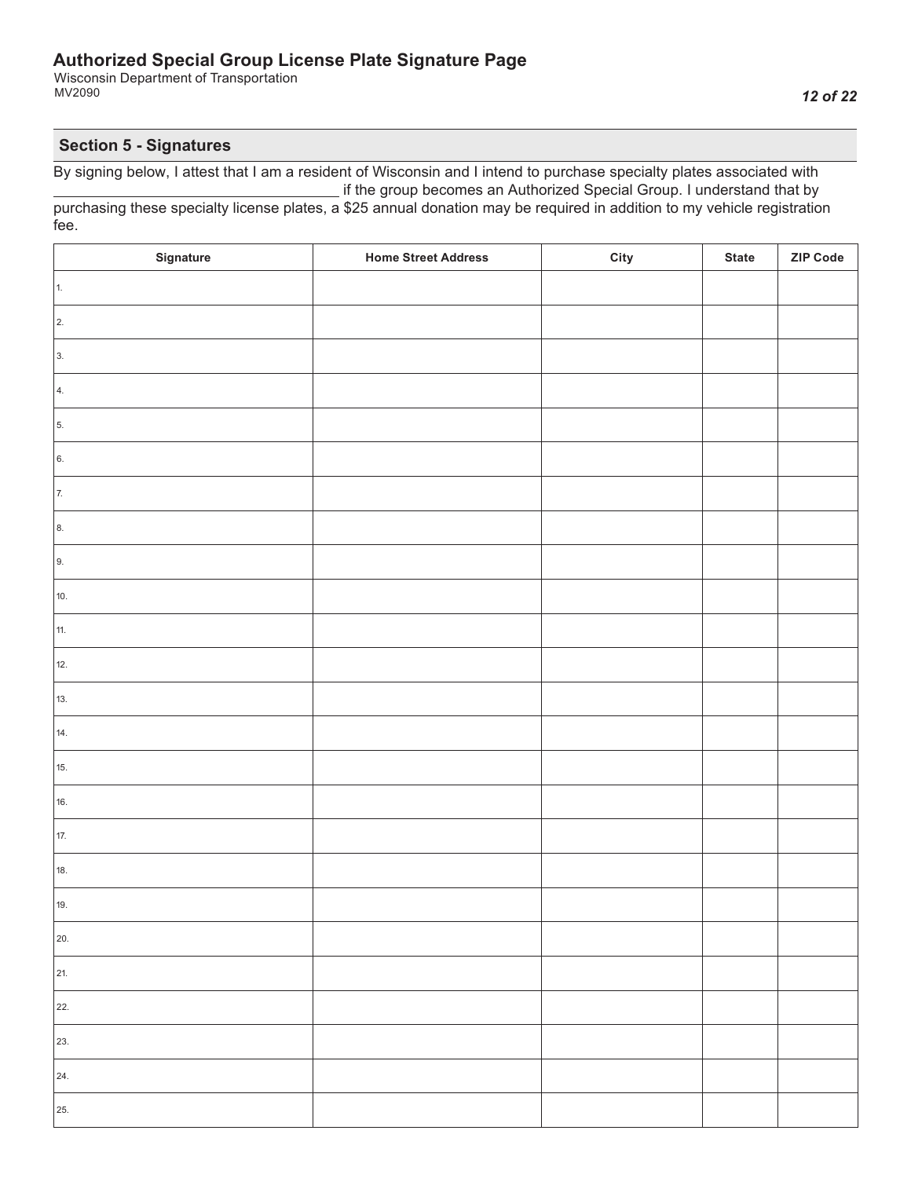# Authorized Special Group License Plate Signature Page

Wisconsin Department of Transportation
MV2090

## Section 5 - Signatures

By signing below, I attest that I am a resident of Wisconsin and I intend to purchase specialty plates associated with ___________________________________ if the group becomes an Authorized Special Group. I understand that by purchasing these specialty license plates, a $25 annual donation may be required in addition to my vehicle registration fee.

| Signature | Home Street Address | City | State | ZIP Code |
|---|---|---|---|---|
| 1. | | | | |
| 2. | | | | |
| 3. | | | | |
| 4. | | | | |
| 5. | | | | |
| 6. | | | | |
| 7. | | | | |
| 8. | | | | |
| 9. | | | | |
| 10. | | | | |
| 11. | | | | |
| 12. | | | | |
| 13. | | | | |
| 14. | | | | |
| 15. | | | | |
| 16. | | | | |
| 17. | | | | |
| 18. | | | | |
| 19. | | | | |
| 20. | | | | |
| 21. | | | | |
| 22. | | | | |
| 23. | | | | |
| 24. | | | | |
| 25. | | | | |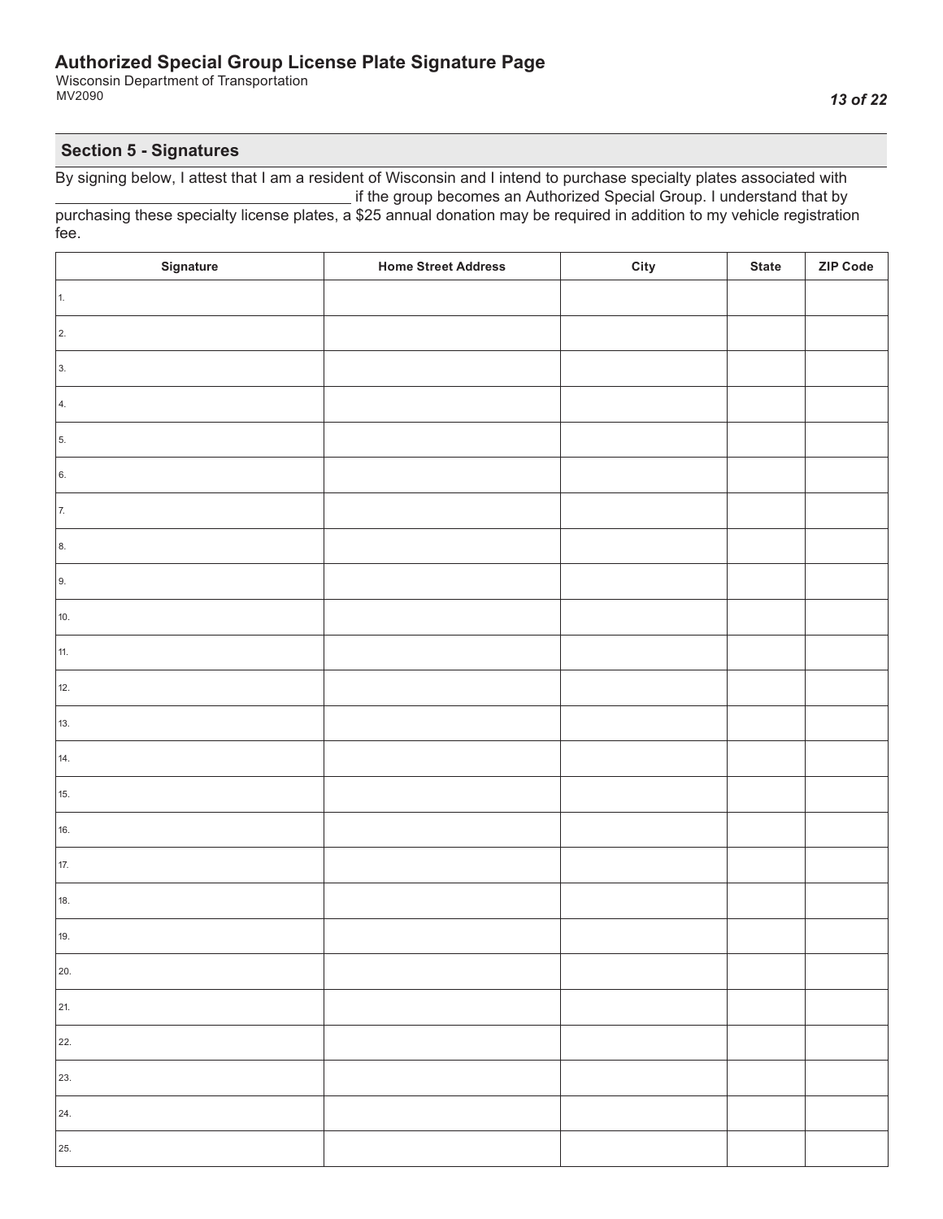# Authorized Special Group License Plate Signature Page

Wisconsin Department of Transportation
MV2090

## Section 5 - Signatures

By signing below, I attest that I am a resident of Wisconsin and I intend to purchase specialty plates associated with ___________________________________ if the group becomes an Authorized Special Group. I understand that by purchasing these specialty license plates, a $25 annual donation may be required in addition to my vehicle registration fee.

| Signature | Home Street Address | City | State | ZIP Code |
|---|---|---|---|---|
| 1. | | | | |
| 2. | | | | |
| 3. | | | | |
| 4. | | | | |
| 5. | | | | |
| 6. | | | | |
| 7. | | | | |
| 8. | | | | |
| 9. | | | | |
| 10. | | | | |
| 11. | | | | |
| 12. | | | | |
| 13. | | | | |
| 14. | | | | |
| 15. | | | | |
| 16. | | | | |
| 17. | | | | |
| 18. | | | | |
| 19. | | | | |
| 20. | | | | |
| 21. | | | | |
| 22. | | | | |
| 23. | | | | |
| 24. | | | | |
| 25. | | | | |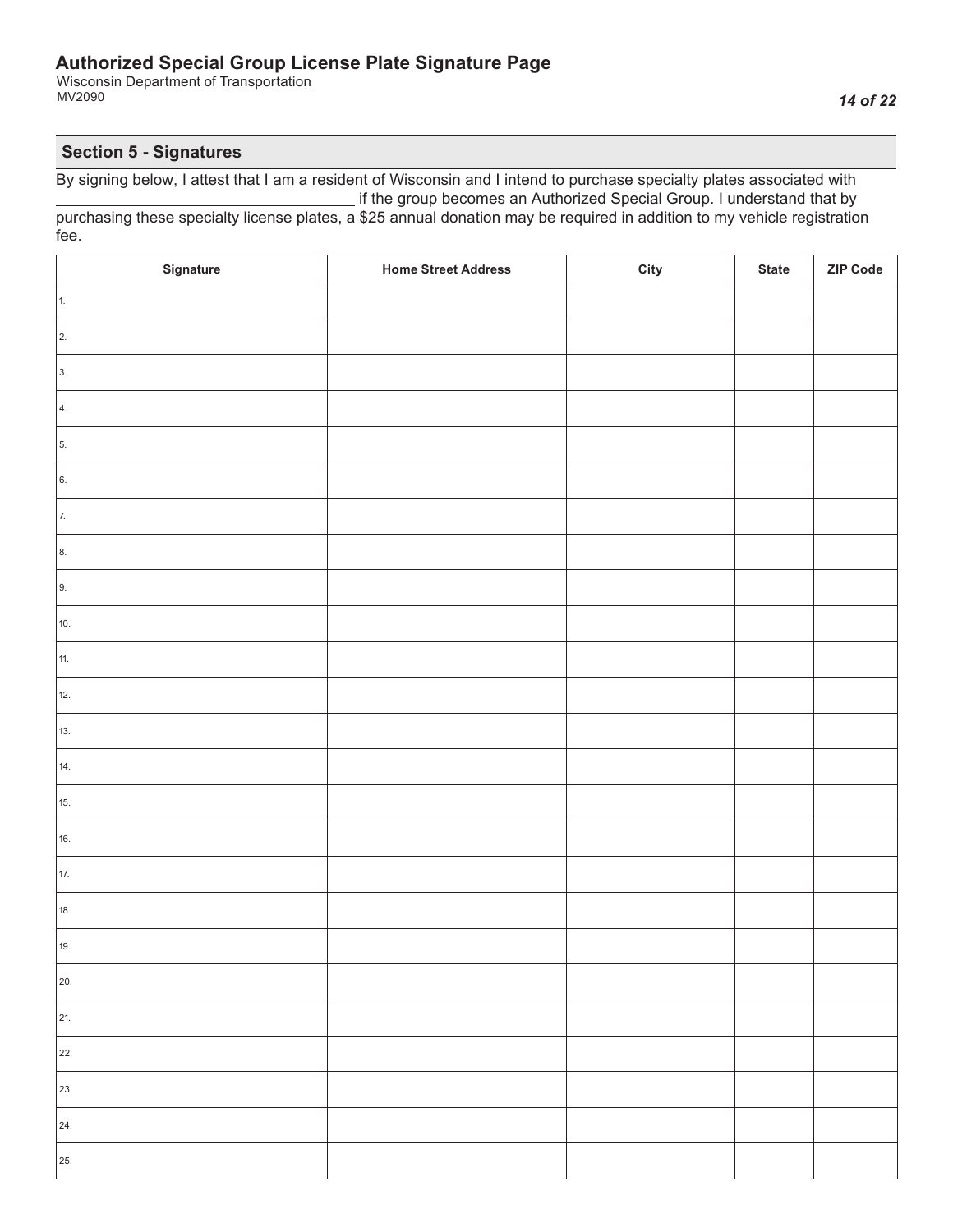# Authorized Special Group License Plate Signature Page

Wisconsin Department of Transportation
MV2090

## Section 5 - Signatures

By signing below, I attest that I am a resident of Wisconsin and I intend to purchase specialty plates associated with ___________________________________ if the group becomes an Authorized Special Group. I understand that by purchasing these specialty license plates, a $25 annual donation may be required in addition to my vehicle registration fee.

| Signature | Home Street Address | City | State | ZIP Code |
|---|---|---|---|---|
| 1. | | | | |
| 2. | | | | |
| 3. | | | | |
| 4. | | | | |
| 5. | | | | |
| 6. | | | | |
| 7. | | | | |
| 8. | | | | |
| 9. | | | | |
| 10. | | | | |
| 11. | | | | |
| 12. | | | | |
| 13. | | | | |
| 14. | | | | |
| 15. | | | | |
| 16. | | | | |
| 17. | | | | |
| 18. | | | | |
| 19. | | | | |
| 20. | | | | |
| 21. | | | | |
| 22. | | | | |
| 23. | | | | |
| 24. | | | | |
| 25. | | | | |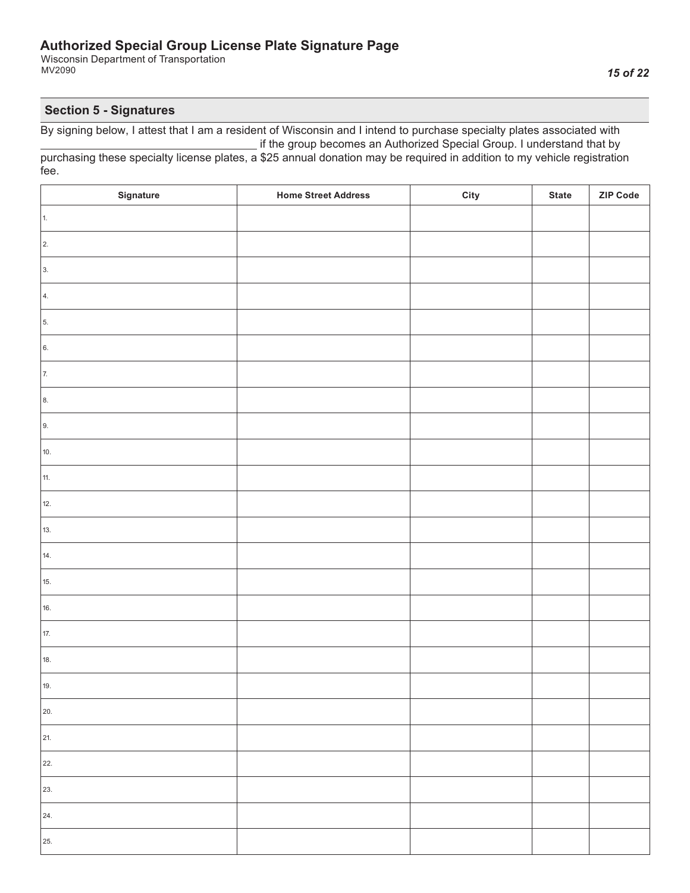# Authorized Special Group License Plate Signature Page

Wisconsin Department of Transportation
MV2090

## Section 5 - Signatures

By signing below, I attest that I am a resident of Wisconsin and I intend to purchase specialty plates associated with ___________________________________ if the group becomes an Authorized Special Group. I understand that by purchasing these specialty license plates, a $25 annual donation may be required in addition to my vehicle registration fee.

| Signature | Home Street Address | City | State | ZIP Code |
|---|---|---|---|---|
| 1. | | | | |
| 2. | | | | |
| 3. | | | | |
| 4. | | | | |
| 5. | | | | |
| 6. | | | | |
| 7. | | | | |
| 8. | | | | |
| 9. | | | | |
| 10. | | | | |
| 11. | | | | |
| 12. | | | | |
| 13. | | | | |
| 14. | | | | |
| 15. | | | | |
| 16. | | | | |
| 17. | | | | |
| 18. | | | | |
| 19. | | | | |
| 20. | | | | |
| 21. | | | | |
| 22. | | | | |
| 23. | | | | |
| 24. | | | | |
| 25. | | | | |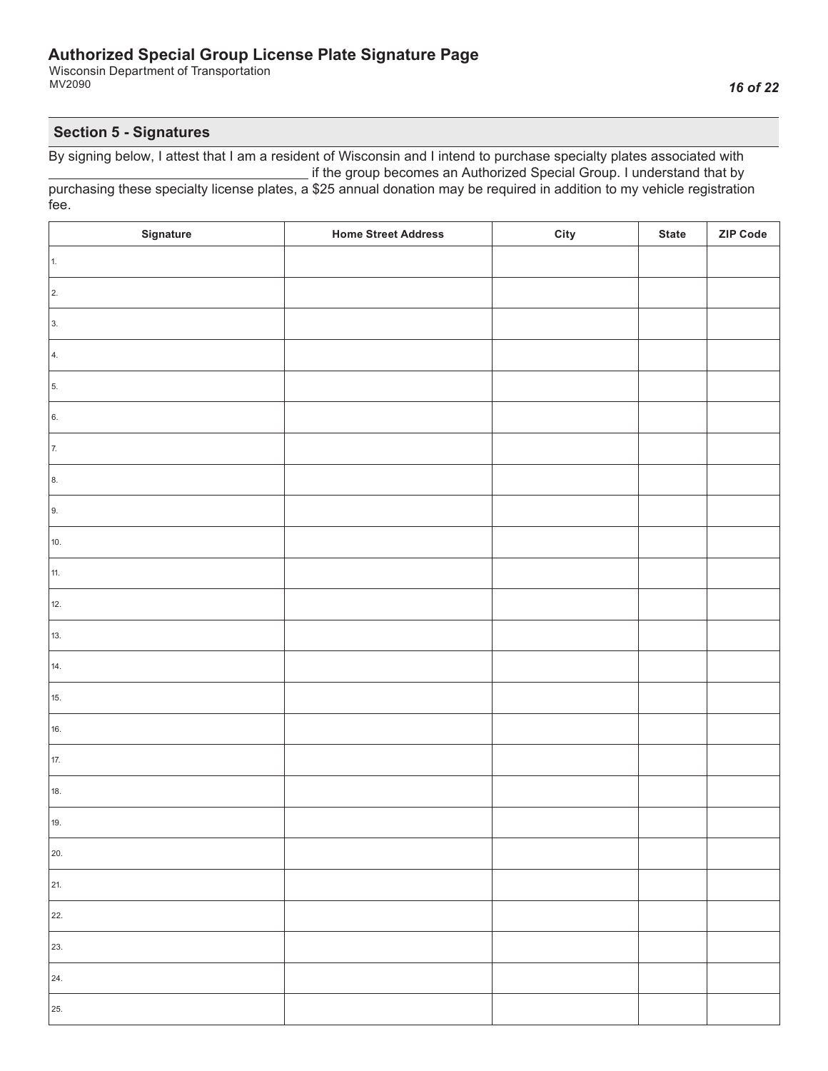# Authorized Special Group License Plate Signature Page

Wisconsin Department of Transportation
MV2090

## Section 5 - Signatures

By signing below, I attest that I am a resident of Wisconsin and I intend to purchase specialty plates associated with ___________________________________ if the group becomes an Authorized Special Group. I understand that by purchasing these specialty license plates, a $25 annual donation may be required in addition to my vehicle registration fee.

| Signature | Home Street Address | City | State | ZIP Code |
|---|---|---|---|---|
| 1. | | | | |
| 2. | | | | |
| 3. | | | | |
| 4. | | | | |
| 5. | | | | |
| 6. | | | | |
| 7. | | | | |
| 8. | | | | |
| 9. | | | | |
| 10. | | | | |
| 11. | | | | |
| 12. | | | | |
| 13. | | | | |
| 14. | | | | |
| 15. | | | | |
| 16. | | | | |
| 17. | | | | |
| 18. | | | | |
| 19. | | | | |
| 20. | | | | |
| 21. | | | | |
| 22. | | | | |
| 23. | | | | |
| 24. | | | | |
| 25. | | | | |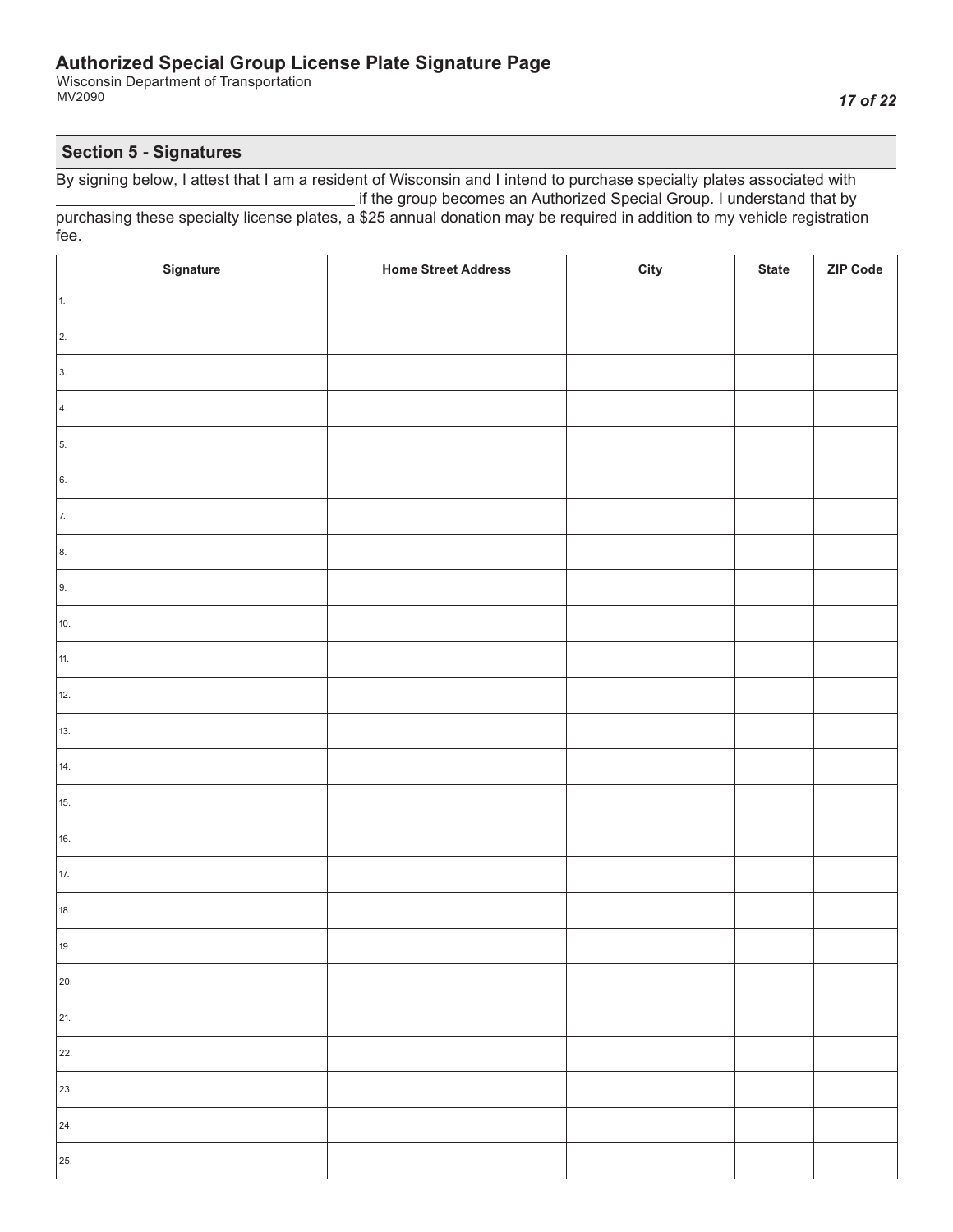# Authorized Special Group License Plate Signature Page

Wisconsin Department of Transportation
MV2090

## Section 5 - Signatures

By signing below, I attest that I am a resident of Wisconsin and I intend to purchase specialty plates associated with ___________________________________ if the group becomes an Authorized Special Group. I understand that by purchasing these specialty license plates, a $25 annual donation may be required in addition to my vehicle registration fee.

| Signature | Home Street Address | City | State | ZIP Code |
|---|---|---|---|---|
| 1. | | | | |
| 2. | | | | |
| 3. | | | | |
| 4. | | | | |
| 5. | | | | |
| 6. | | | | |
| 7. | | | | |
| 8. | | | | |
| 9. | | | | |
| 10. | | | | |
| 11. | | | | |
| 12. | | | | |
| 13. | | | | |
| 14. | | | | |
| 15. | | | | |
| 16. | | | | |
| 17. | | | | |
| 18. | | | | |
| 19. | | | | |
| 20. | | | | |
| 21. | | | | |
| 22. | | | | |
| 23. | | | | |
| 24. | | | | |
| 25. | | | | |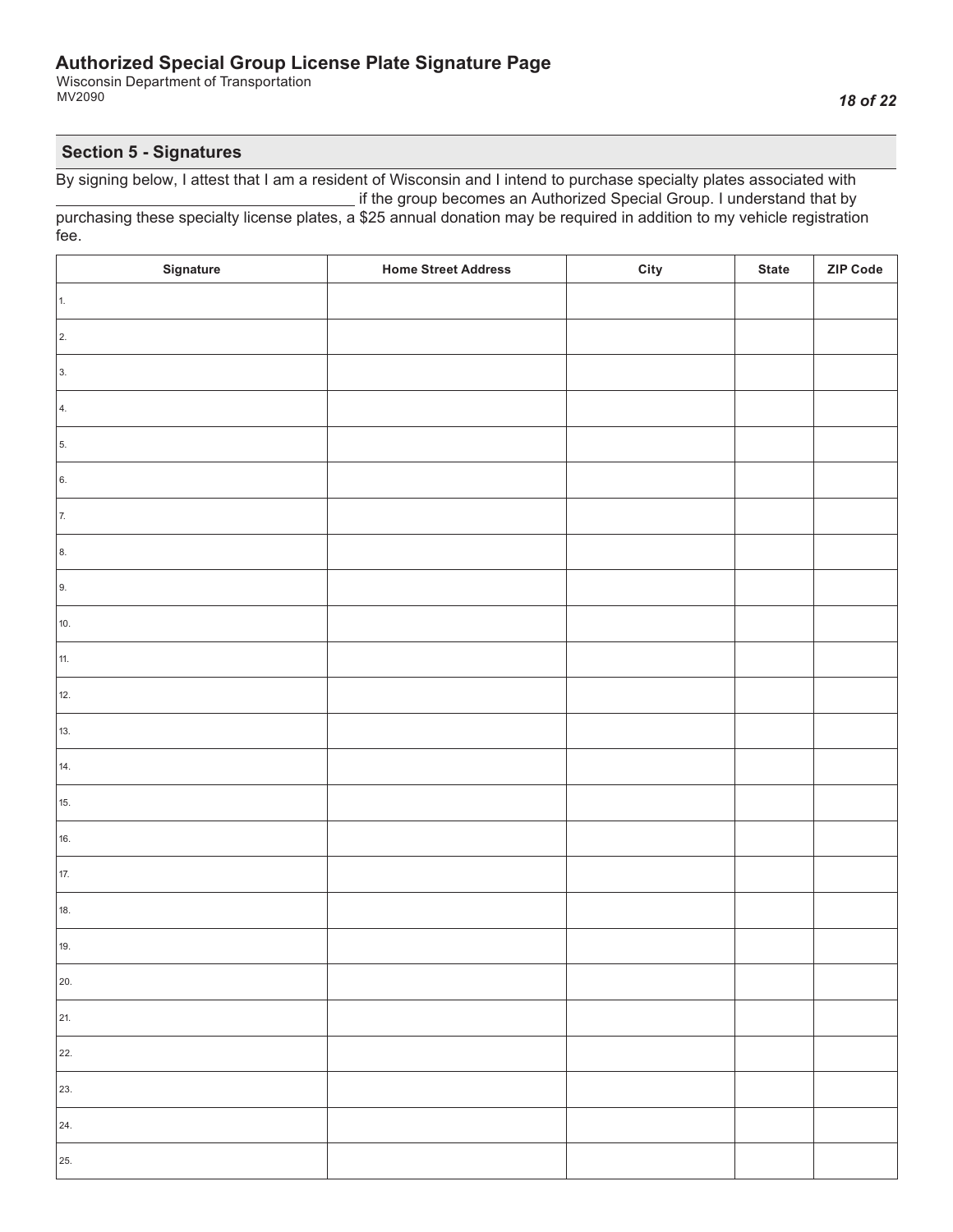# Authorized Special Group License Plate Signature Page

Wisconsin Department of Transportation
MV2090

## Section 5 - Signatures

By signing below, I attest that I am a resident of Wisconsin and I intend to purchase specialty plates associated with ___________________________________ if the group becomes an Authorized Special Group. I understand that by purchasing these specialty license plates, a $25 annual donation may be required in addition to my vehicle registration fee.

| Signature | Home Street Address | City | State | ZIP Code |
|---|---|---|---|---|
| 1. | | | | |
| 2. | | | | |
| 3. | | | | |
| 4. | | | | |
| 5. | | | | |
| 6. | | | | |
| 7. | | | | |
| 8. | | | | |
| 9. | | | | |
| 10. | | | | |
| 11. | | | | |
| 12. | | | | |
| 13. | | | | |
| 14. | | | | |
| 15. | | | | |
| 16. | | | | |
| 17. | | | | |
| 18. | | | | |
| 19. | | | | |
| 20. | | | | |
| 21. | | | | |
| 22. | | | | |
| 23. | | | | |
| 24. | | | | |
| 25. | | | | |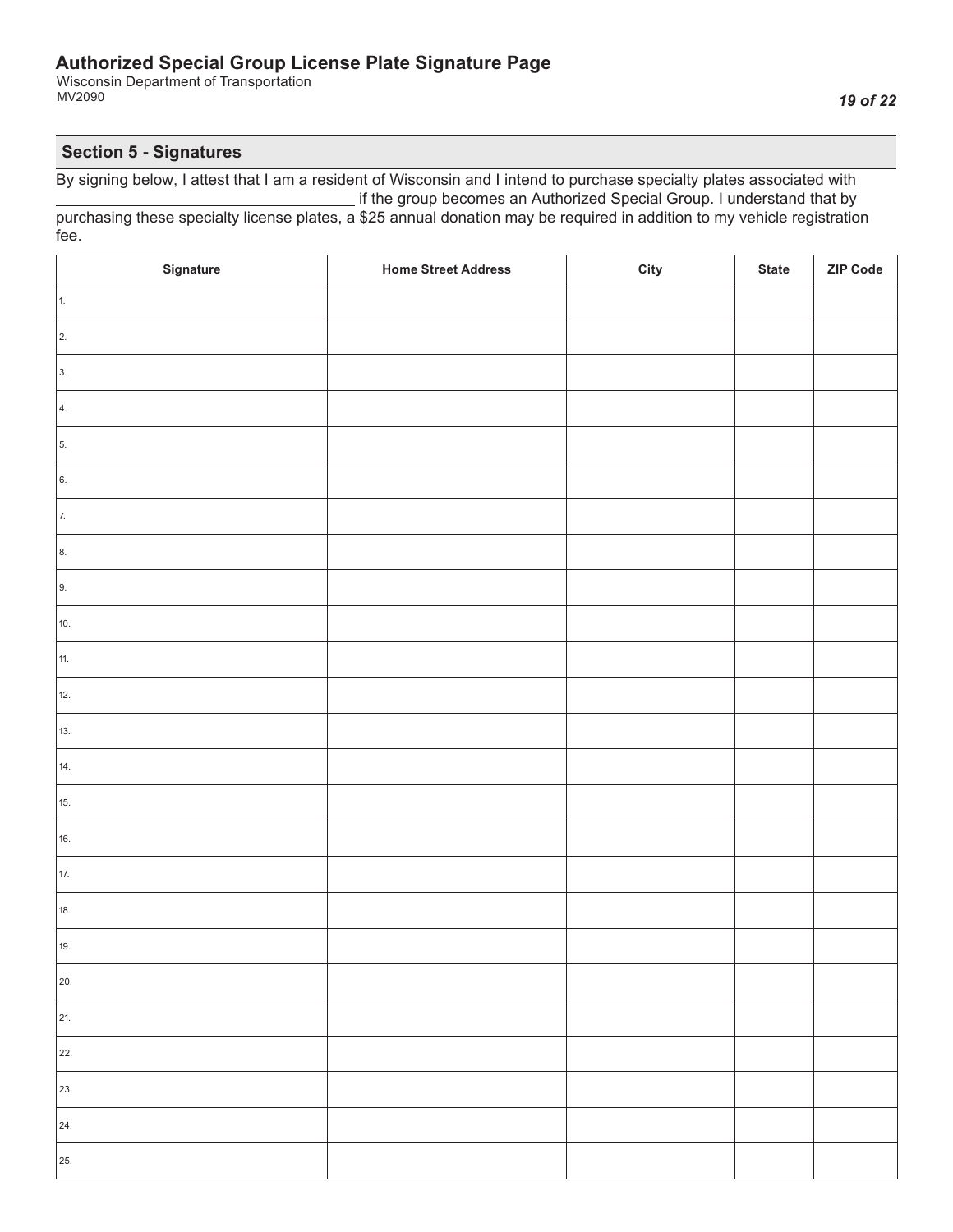# Authorized Special Group License Plate Signature Page

Wisconsin Department of Transportation
MV2090

## Section 5 - Signatures

By signing below, I attest that I am a resident of Wisconsin and I intend to purchase specialty plates associated with ___________________________________ if the group becomes an Authorized Special Group. I understand that by purchasing these specialty license plates, a $25 annual donation may be required in addition to my vehicle registration fee.

| Signature | Home Street Address | City | State | ZIP Code |
|---|---|---|---|---|
| 1. | | | | |
| 2. | | | | |
| 3. | | | | |
| 4. | | | | |
| 5. | | | | |
| 6. | | | | |
| 7. | | | | |
| 8. | | | | |
| 9. | | | | |
| 10. | | | | |
| 11. | | | | |
| 12. | | | | |
| 13. | | | | |
| 14. | | | | |
| 15. | | | | |
| 16. | | | | |
| 17. | | | | |
| 18. | | | | |
| 19. | | | | |
| 20. | | | | |
| 21. | | | | |
| 22. | | | | |
| 23. | | | | |
| 24. | | | | |
| 25. | | | | |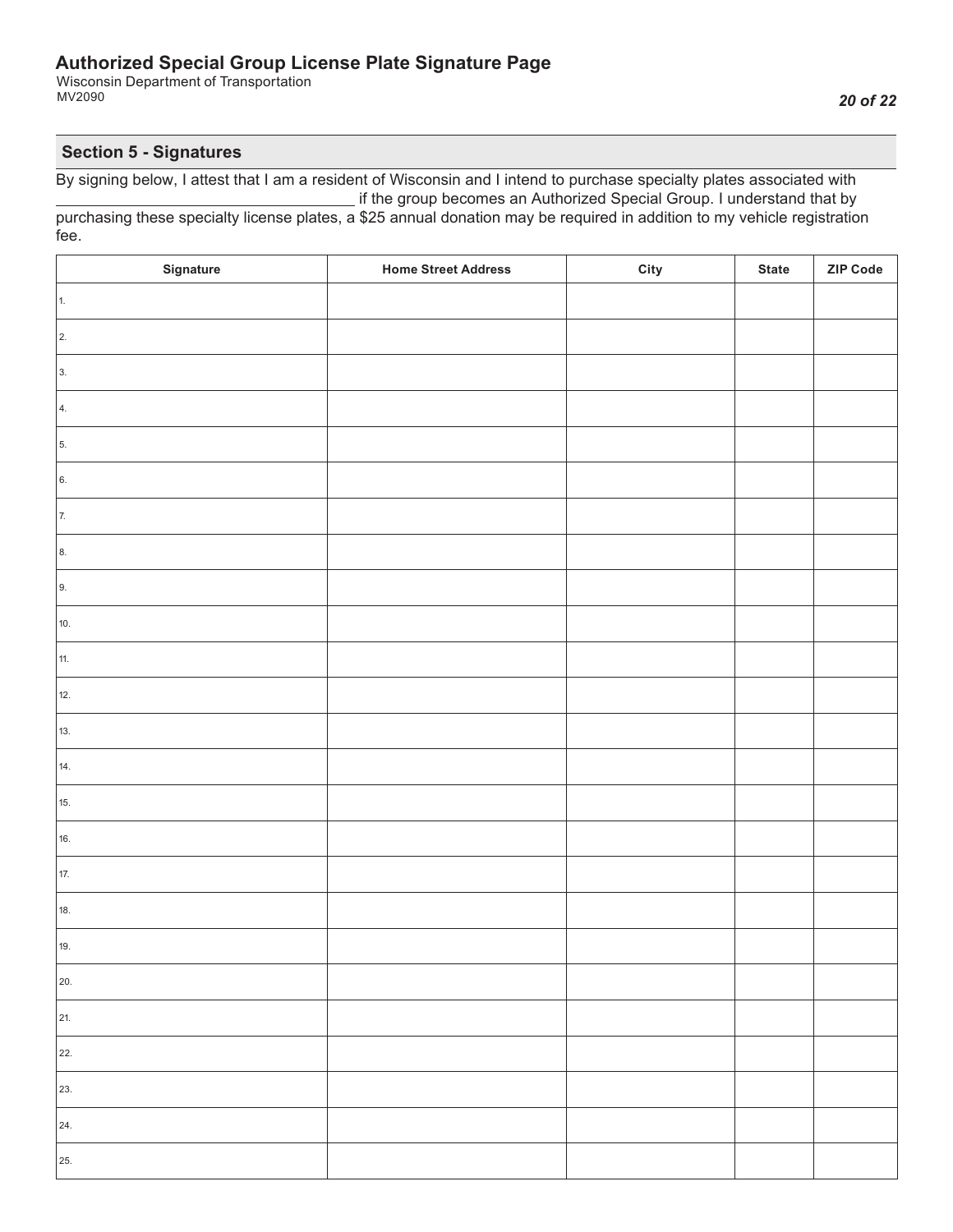# Authorized Special Group License Plate Signature Page

Wisconsin Department of Transportation
MV2090

## Section 5 - Signatures

By signing below, I attest that I am a resident of Wisconsin and I intend to purchase specialty plates associated with ___________________________________ if the group becomes an Authorized Special Group. I understand that by purchasing these specialty license plates, a $25 annual donation may be required in addition to my vehicle registration fee.

| Signature | Home Street Address | City | State | ZIP Code |
|---|---|---|---|---|
| 1. | | | | |
| 2. | | | | |
| 3. | | | | |
| 4. | | | | |
| 5. | | | | |
| 6. | | | | |
| 7. | | | | |
| 8. | | | | |
| 9. | | | | |
| 10. | | | | |
| 11. | | | | |
| 12. | | | | |
| 13. | | | | |
| 14. | | | | |
| 15. | | | | |
| 16. | | | | |
| 17. | | | | |
| 18. | | | | |
| 19. | | | | |
| 20. | | | | |
| 21. | | | | |
| 22. | | | | |
| 23. | | | | |
| 24. | | | | |
| 25. | | | | |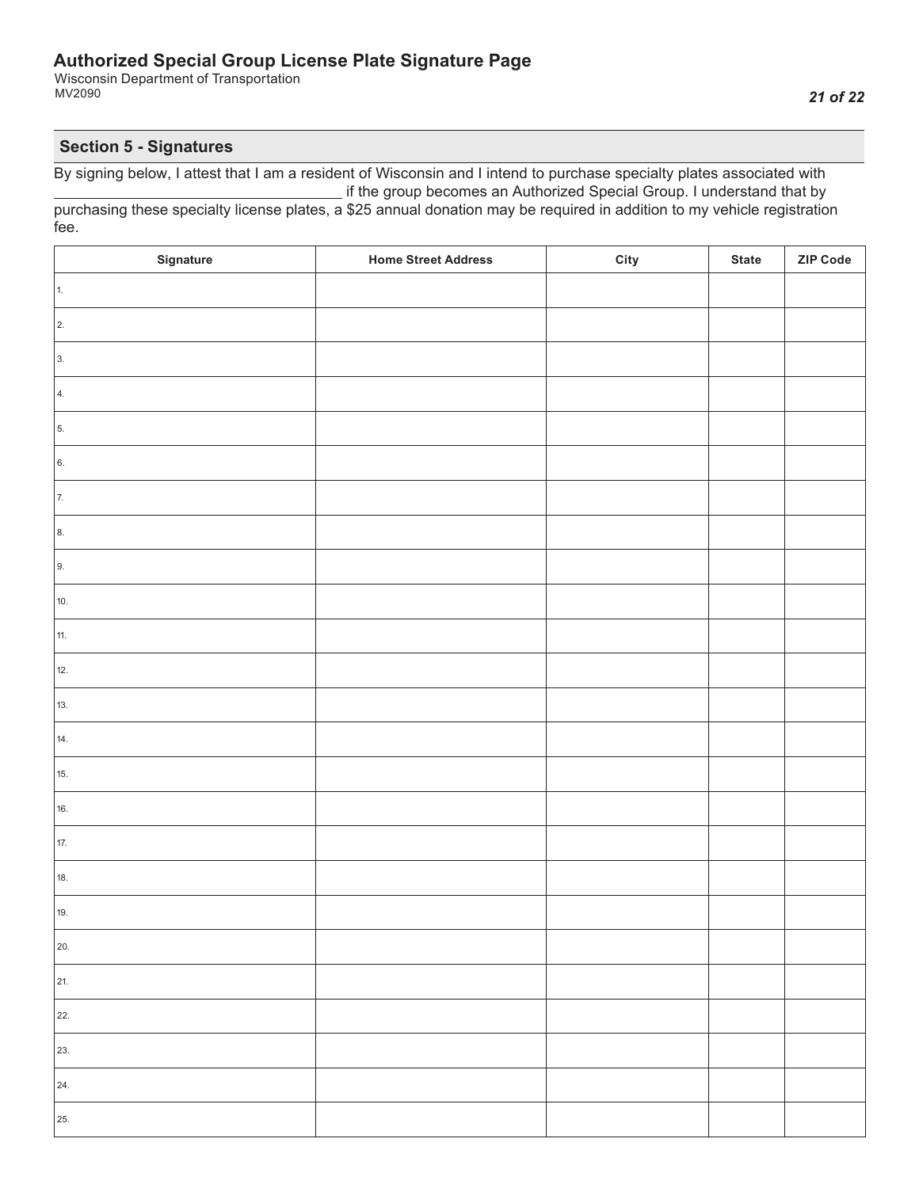# Authorized Special Group License Plate Signature Page

Wisconsin Department of Transportation
MV2090

## Section 5 - Signatures

By signing below, I attest that I am a resident of Wisconsin and I intend to purchase specialty plates associated with ___________________________________ if the group becomes an Authorized Special Group. I understand that by purchasing these specialty license plates, a $25 annual donation may be required in addition to my vehicle registration fee.

| Signature | Home Street Address | City | State | ZIP Code |
|---|---|---|---|---|
| 1. | | | | |
| 2. | | | | |
| 3. | | | | |
| 4. | | | | |
| 5. | | | | |
| 6. | | | | |
| 7. | | | | |
| 8. | | | | |
| 9. | | | | |
| 10. | | | | |
| 11. | | | | |
| 12. | | | | |
| 13. | | | | |
| 14. | | | | |
| 15. | | | | |
| 16. | | | | |
| 17. | | | | |
| 18. | | | | |
| 19. | | | | |
| 20. | | | | |
| 21. | | | | |
| 22. | | | | |
| 23. | | | | |
| 24. | | | | |
| 25. | | | | |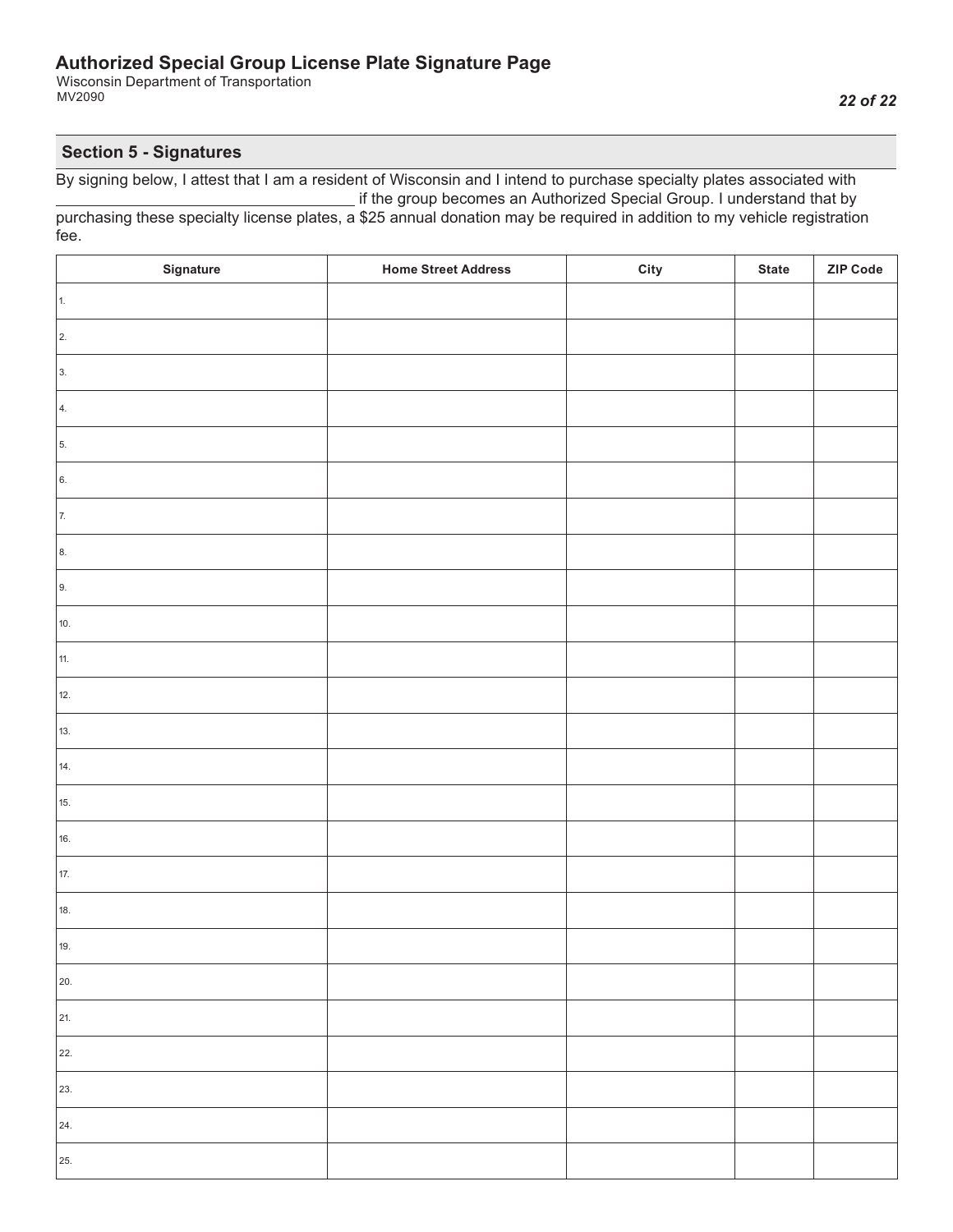## Authorized Special Group License Plate Signature Page

Wisconsin Department of Transportation
MV2090

### Section 5 - Signatures

By signing below, I attest that I am a resident of Wisconsin and I intend to purchase specialty plates associated with \_\_\_\_\_\_\_\_\_\_\_\_\_\_\_\_\_\_\_\_\_\_\_\_\_\_\_\_\_\_\_\_\_\_\_ if the group becomes an Authorized Special Group. I understand that by purchasing these specialty license plates, a $25 annual donation may be required in addition to my vehicle registration fee.

| Signature | Home Street Address | City | State | ZIP Code |
|---|---|---|---|---|
| 1. | | | | |
| 2. | | | | |
| 3. | | | | |
| 4. | | | | |
| 5. | | | | |
| 6. | | | | |
| 7. | | | | |
| 8. | | | | |
| 9. | | | | |
| 10. | | | | |
| 11. | | | | |
| 12. | | | | |
| 13. | | | | |
| 14. | | | | |
| 15. | | | | |
| 16. | | | | |
| 17. | | | | |
| 18. | | | | |
| 19. | | | | |
| 20. | | | | |
| 21. | | | | |
| 22. | | | | |
| 23. | | | | |
| 24. | | | | |
| 25. | | | | |